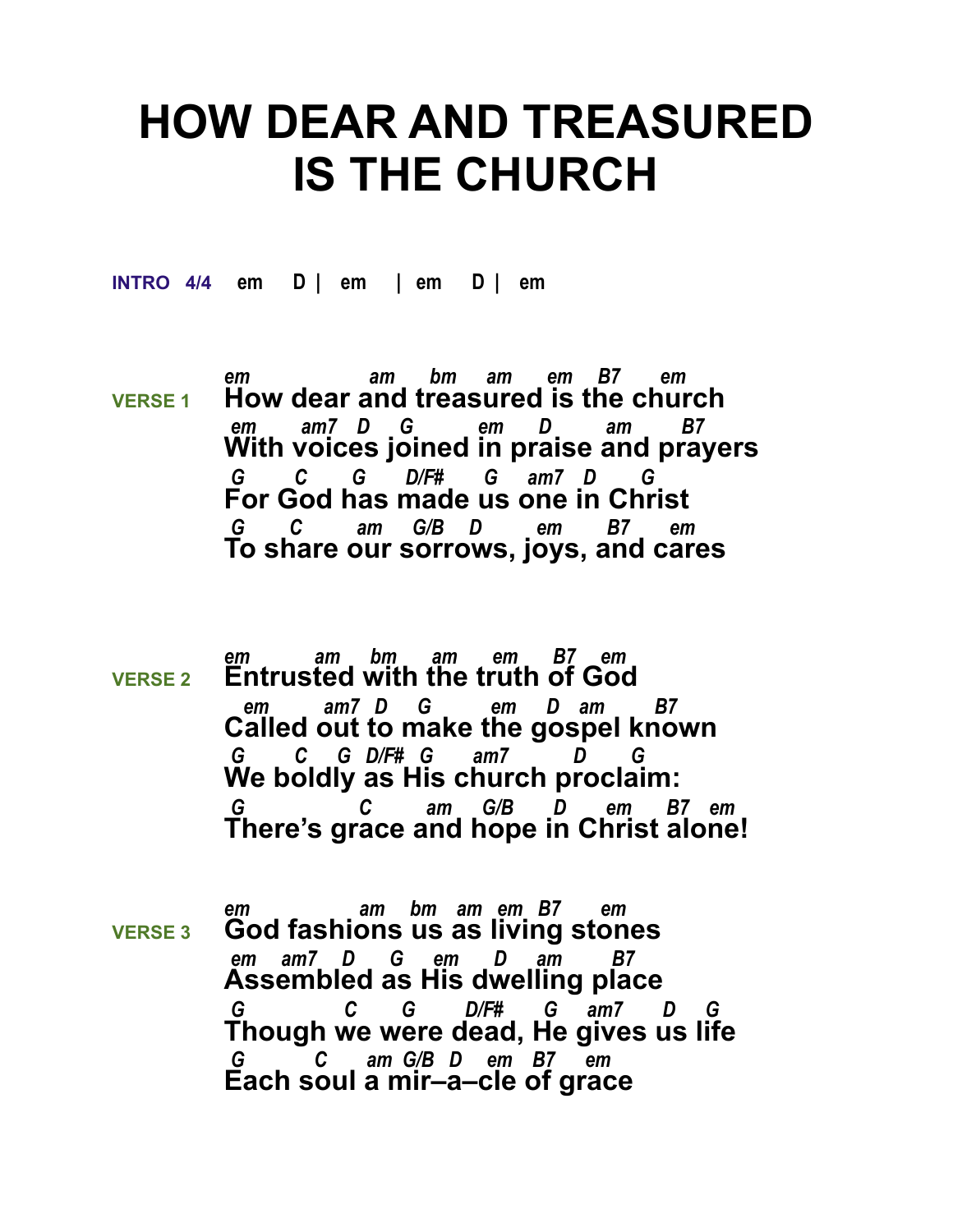# HOW DEAR AND TREASURED IS THE CHURCH

**INTRO 4/4** em D | em | em D | em

**VERSE 1**

```
em              am   bm   am   em  B7   em
How dear and treasured is the church
em    am7  D   G       em   D     am    B7
With voices joined in praise and prayers
G    C    G    D/F#   G   am7  D    G
For God has made us one in Christ
G    C    am   G/B  D    em   B7   em
To share our sorrows, joys, and cares
```

**VERSE 2**

```
em      am   bm    am   em   B7  em
Entrusted with the truth of God
 em     am7  D   G       em   D  am    B7
Called out to make the gospel known
G    C   G  D/F#  G   am7       D    G
We boldly as His church proclaim:
G           C     am   G/B    D   em   B7  em
There's grace and hope in Christ alone!
```

**VERSE 3**

```
em             am   bm  am  em  B7    em
God fashions us as living stones
em  am7   D    G   em   D   am    B7
Assembled as His dwelling place
G          C    G     D/F#    G   am7    D   G
Though we were dead, He gives us life
G      C    am G/B  D  em  B7   em
Each soul a mir–a–cle of grace
```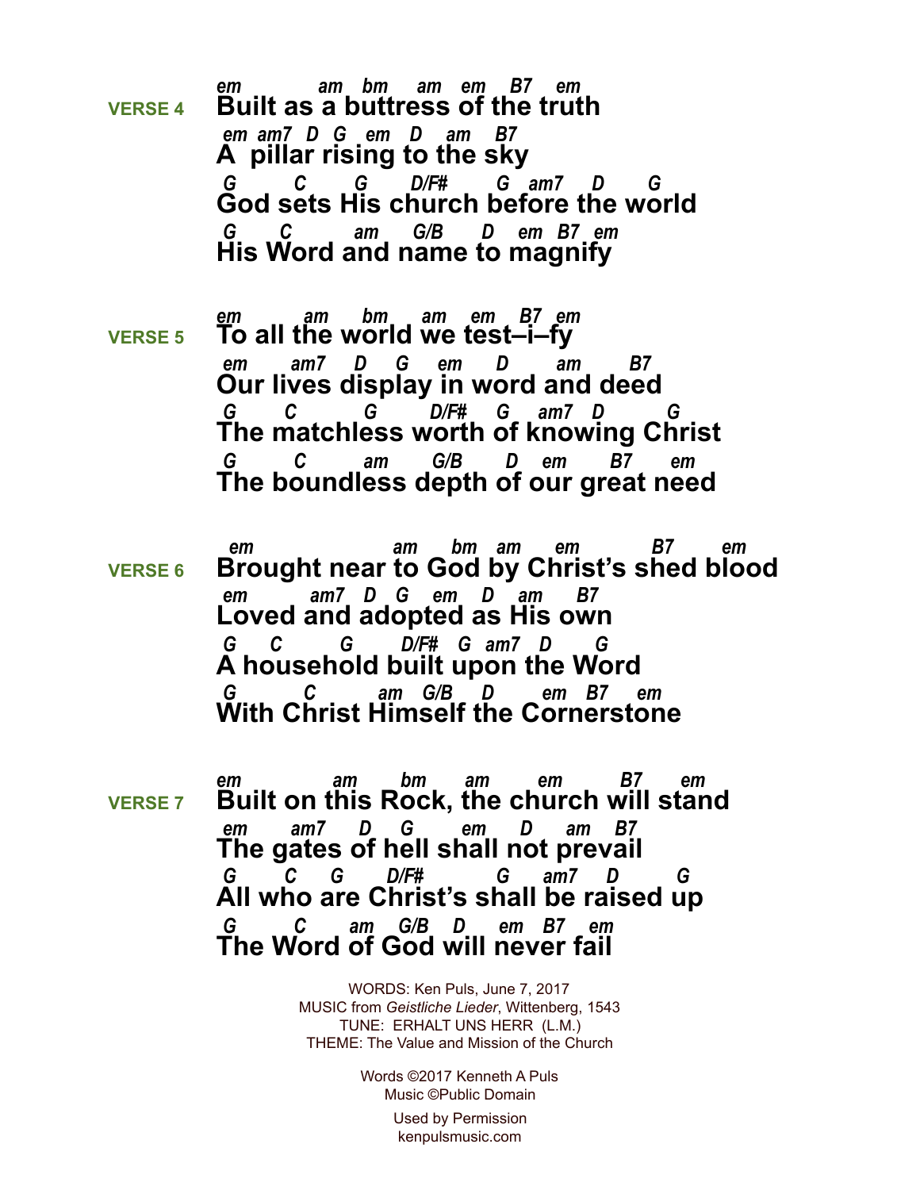**VERSE 4**

```
em          am  bm    am   em    B7    em
Built as a buttress of the truth
 em am7  D  G   em   D    am    B7
A  pillar rising to the sky
 G       C      G      D/F#       G  am7     D       G
God sets His church before the world
 G      C           am      G/B       D     em  B7  em
His Word and name to magnify
```

**VERSE 5**

```
em        am      bm      am    em    B7  em
To all the world we test–i–fy
 em      am7     D    G     em      D       am       B7
Our lives display in word and deed
 G       C          G         D/F#     G    am7   D          G
The matchless worth of knowing Christ
 G        C         am       G/B       D    em       B7      em
The boundless depth of our great need
```

**VERSE 6**

```
 em                    am     bm   am     em         B7       em
Brought near to God by Christ's shed blood
 em         am7   D   G    em    D   am      B7
Loved and adopted as His own
 G    C         G        D/F#   G  am7   D       G
A household built upon the Word
 G          C          am   G/B     D        em   B7     em
With Christ Himself the Cornerstone
```

**VERSE 7**

```
em             am       bm       am        em          B7       em
Built on this Rock, the church will stand
 em       am7      D     G           em      D      am    B7
The gates of hell shall not prevail
 G       C     G       D/F#            G       am7      D          G
All who are Christ's shall be raised up
 G        C       am    G/B    D      em    B7    em
The Word of God will never fail
```

WORDS: Ken Puls, June 7, 2017
MUSIC from *Geistliche Lieder*, Wittenberg, 1543
TUNE: ERHALT UNS HERR (L.M.)
THEME: The Value and Mission of the Church

Words ©2017 Kenneth A Puls
Music ©Public Domain

Used by Permission
kenpulsmusic.com